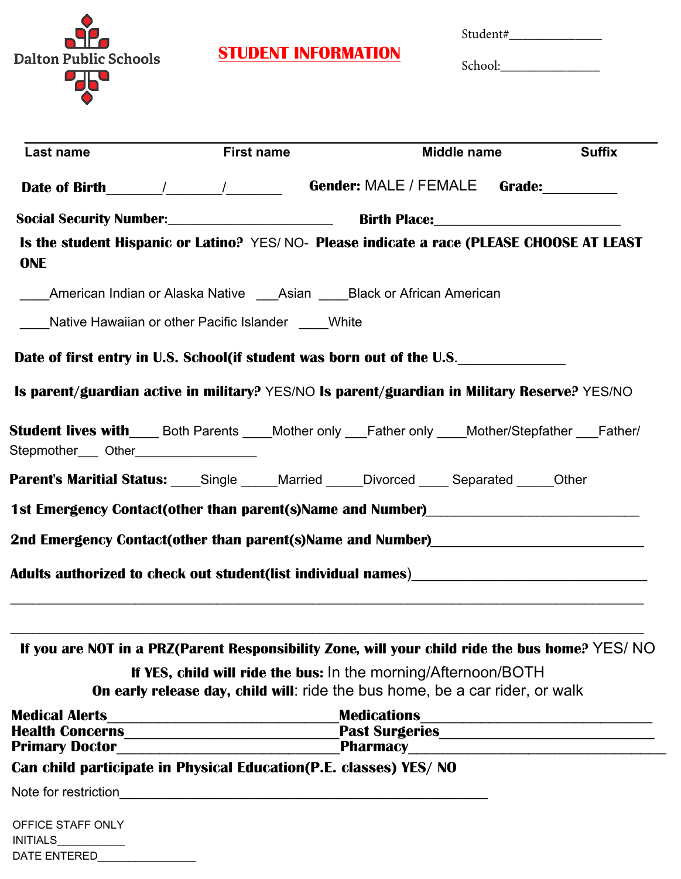Dalton Public Schools

# STUDENT INFORMATION

Student#______________

School:_______________

Last name　　　　First name　　　　Middle name　　　　Suffix

**Date of Birth**_______/_______/_______ **Gender:** MALE / FEMALE **Grade:**_________

**Social Security Number:**_____________________ **Birth Place:**________________________

**Is the student Hispanic or Latino?** YES/ NO- **Please indicate a race (PLEASE CHOOSE AT LEAST ONE**

____American Indian or Alaska Native ___Asian ____Black or African American

____Native Hawaiian or other Pacific Islander ____White

**Date of first entry in U.S. School(if student was born out of the U.S.**______________

**Is parent/guardian active in military?** YES/NO **Is parent/guardian in Military Reserve?** YES/NO

**Student lives with**____ Both Parents ____Mother only ___Father only ____Mother/Stepfather ___Father/ Stepmother___ Other_________________

**Parent's Maritial Status:** ____Single _____Married _____Divorced ____ Separated _____Other

**1st Emergency Contact(other than parent(s)Name and Number)**___________________________

**2nd Emergency Contact(other than parent(s)Name and Number)**___________________________

**Adults authorized to check out student(list individual names)**______________________________

_____________________________________________________________________________

_____________________________________________________________________________

**If you are NOT in a PRZ(Parent Responsibility Zone, will your child ride the bus home?** YES/ NO

**If YES, child will ride the bus:** In the morning/Afternoon/BOTH

**On early release day, child will**: ride the bus home, be a car rider, or walk

**Medical Alerts**______________________________ **Medications**_____________________________

**Health Concerns**____________________________ **Past Surgeries**___________________________

**Primary Doctor**_____________________________ **Pharmacy**_______________________________

**Can child participate in Physical Education(P.E. classes) YES/ NO**

Note for restriction_________________________________________________

OFFICE STAFF ONLY

INITIALS__________

DATE ENTERED_______________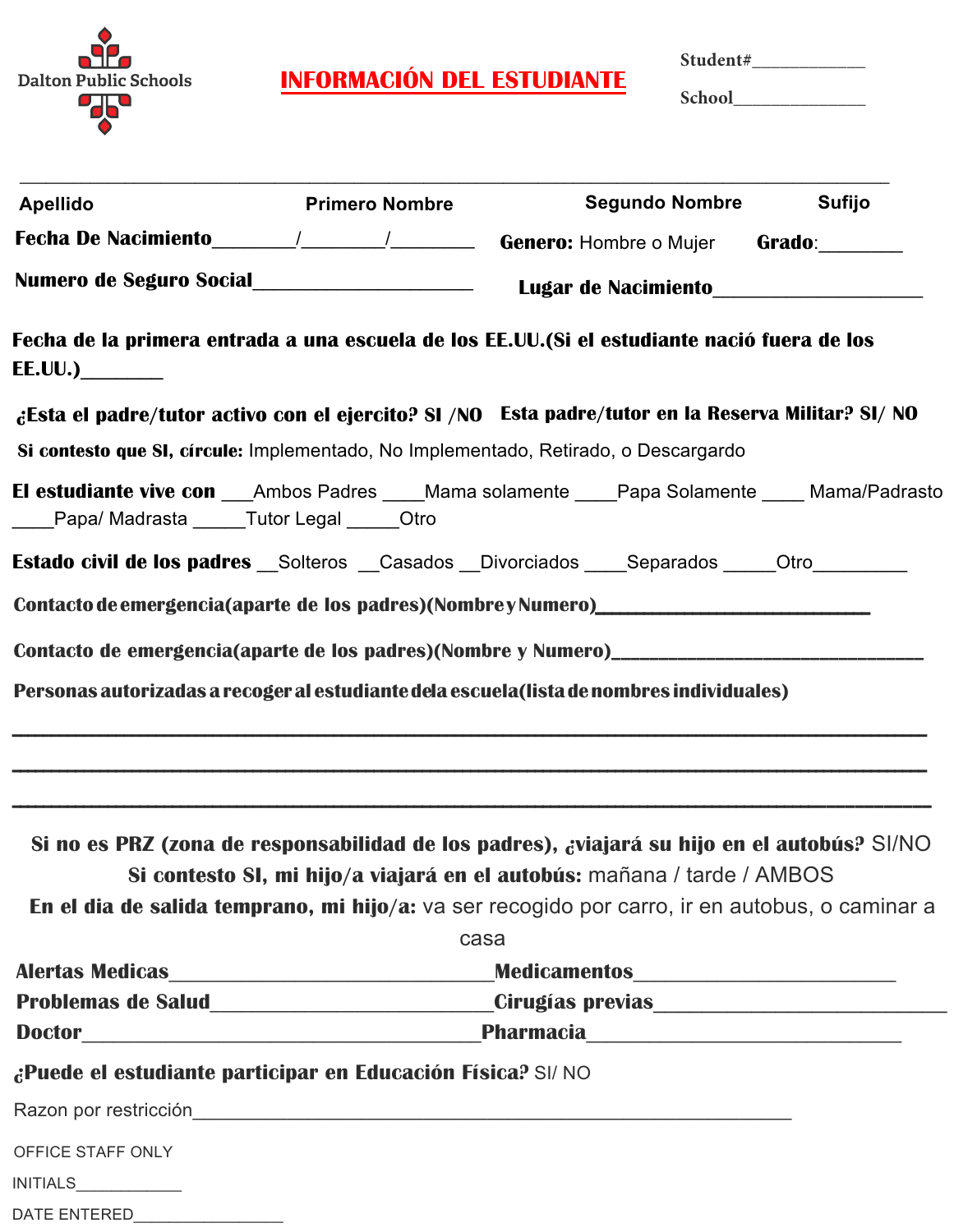Dalton Public Schools

# INFORMACIÓN DEL ESTUDIANTE

**Student#**____________

**School**______________

___________________________________________________________________________

**Apellido** **Primero Nombre** **Segundo Nombre** **Sufijo**

**Fecha De Nacimiento**________/________/________ **Genero:** Hombre o Mujer **Grado**:________

**Numero de Seguro Social**____________________ **Lugar de Nacimiento**___________________

**Fecha de la primera entrada a una escuela de los EE.UU.(Si el estudiante nació fuera de los EE.UU.)**________

**¿Esta el padre/tutor activo con el ejercito? SI /NO** **Esta padre/tutor en la Reserva Militar? SI/ NO**

**Si contesto que SI, círcule:** Implementado, No Implementado, Retirado, o Descargardo

**El estudiante vive con** ___Ambos Padres ____Mama solamente ____Papa Solamente ____ Mama/Padrasto ____Papa/ Madrasta _____Tutor Legal _____Otro

**Estado civil de los padres** __Solteros __Casados __Divorciados ____Separados _____Otro_________

**Contacto de emergencia(aparte de los padres)(Nombre y Numero)**___________________________

**Contacto de emergencia(aparte de los padres)(Nombre y Numero)**______________________________

**Personas autorizadas a recoger al estudiante dela escuela(lista de nombres individuales)**

___________________________________________________________________________

___________________________________________________________________________

___________________________________________________________________________

**Si no es PRZ (zona de responsabilidad de los padres), ¿viajará su hijo en el autobús?** SI/NO

**Si contesto SI, mi hijo/a viajará en el autobús:** mañana / tarde / AMBOS

**En el dia de salida temprano, mi hijo/a:** va ser recogido por carro, ir en autobus, o caminar a casa

**Alertas Medicas**______________________________**Medicamentos**________________________

**Problemas de Salud**__________________________**Cirugías previas**___________________________

**Doctor**____________________________________**Pharmacia**____________________________

**¿Puede el estudiante participar en Educación Física?** SI/ NO

Razon por restricción_______________________________________________________

OFFICE STAFF ONLY

INITIALS___________

DATE ENTERED_______________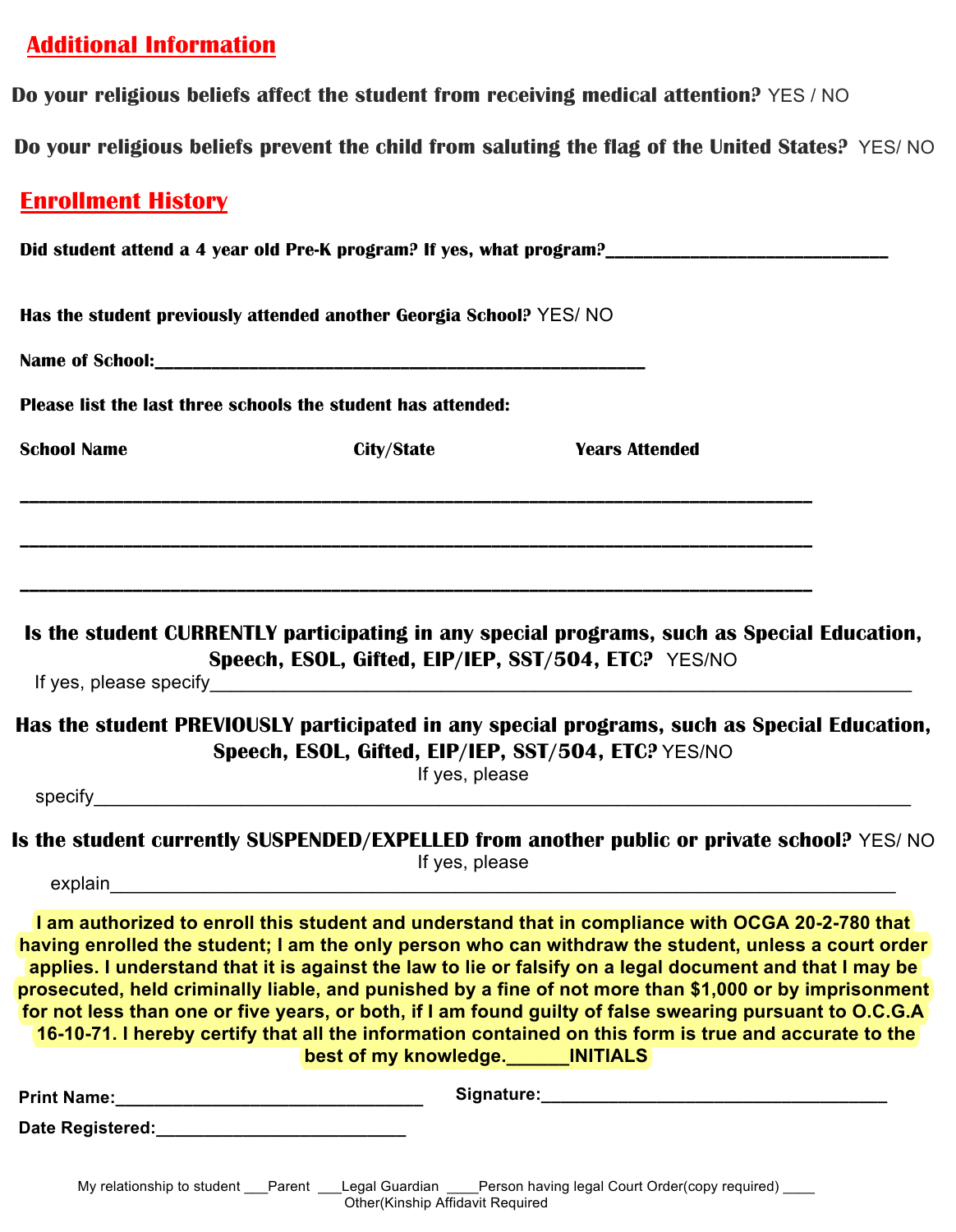## Additional Information

**Do your religious beliefs affect the student from receiving medical attention?** YES / NO

**Do your religious beliefs prevent the child from saluting the flag of the United States?** YES/ NO

## Enrollment History

**Did student attend a 4 year old Pre-K program? If yes, what program?**______________________________

**Has the student previously attended another Georgia School?** YES/ NO

**Name of School:**____________________________________________________

**Please list the last three schools the student has attended:**

**School Name** **City/State** **Years Attended**

________________________________________________________________________________

________________________________________________________________________________

________________________________________________________________________________

**Is the student CURRENTLY participating in any special programs, such as Special Education, Speech, ESOL, Gifted, EIP/IEP, SST/504, ETC?** YES/NO

If yes, please specify____________________________________________________________________

**Has the student PREVIOUSLY participated in any special programs, such as Special Education, Speech, ESOL, Gifted, EIP/IEP, SST/504, ETC?** YES/NO

If yes, please specify____________________________________________________________________

**Is the student currently SUSPENDED/EXPELLED from another public or private school?** YES/ NO

If yes, please explain____________________________________________________________________

**I am authorized to enroll this student and understand that in compliance with OCGA 20-2-780 that having enrolled the student; I am the only person who can withdraw the student, unless a court order applies. I understand that it is against the law to lie or falsify on a legal document and that I may be prosecuted, held criminally liable, and punished by a fine of not more than $1,000 or by imprisonment for not less than one or five years, or both, if I am found guilty of false swearing pursuant to O.C.G.A 16-10-71. I hereby certify that all the information contained on this form is true and accurate to the best of my knowledge.______INITIALS**

**Print Name:**________________________________ **Signature:**____________________________________

**Date Registered:**__________________________

My relationship to student ___Parent ___Legal Guardian ____Person having legal Court Order(copy required) ____ Other(Kinship Affidavit Required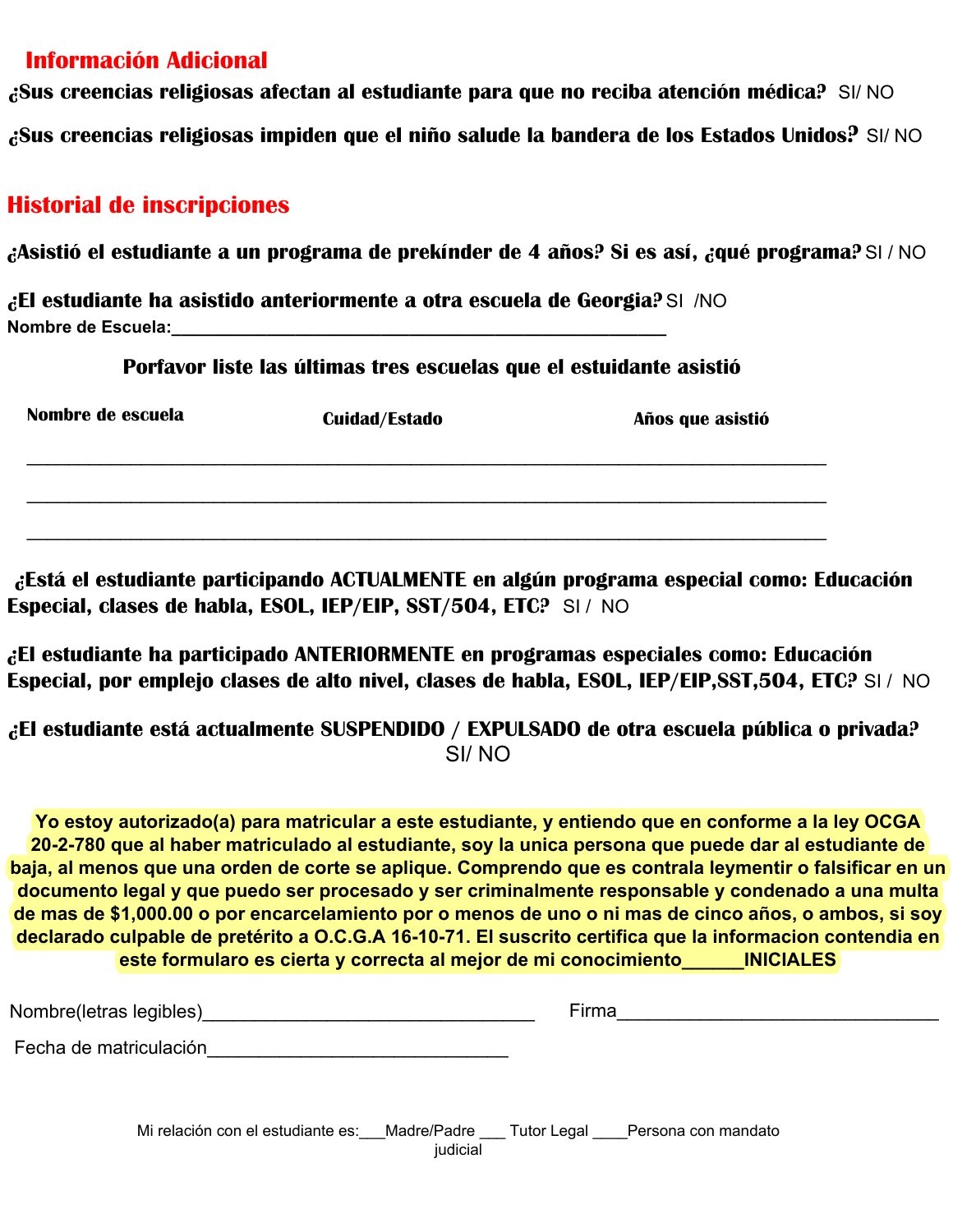## Información Adicional

**¿Sus creencias religiosas afectan al estudiante para que no reciba atención médica?** SI/ NO

**¿Sus creencias religiosas impiden que el niño salude la bandera de los Estados Unidos?** SI/ NO

## Historial de inscripciones

**¿Asistió el estudiante a un programa de prekínder de 4 años? Si es así, ¿qué programa?** SI / NO

**¿El estudiante ha asistido anteriormente a otra escuela de Georgia?** SI /NO

**Nombre de Escuela:**__________________________________________________

**Porfavor liste las últimas tres escuelas que el estuidante asistió**

| Nombre de escuela | Cuidad/Estado | Años que asistió |
|---|---|---|
| | | |
| | | |
| | | |

**¿Está el estudiante participando ACTUALMENTE en algún programa especial como: Educación Especial, clases de habla, ESOL, IEP/EIP, SST/504, ETC?** SI / NO

**¿El estudiante ha participado ANTERIORMENTE en programas especiales como: Educación Especial, por emplejo clases de alto nivel, clases de habla, ESOL, IEP/EIP,SST,504, ETC?** SI / NO

**¿El estudiante está actualmente SUSPENDIDO / EXPULSADO de otra escuela pública o privada?** SI/ NO

**Yo estoy autorizado(a) para matricular a este estudiante, y entiendo que en conforme a la ley OCGA 20-2-780 que al haber matriculado al estudiante, soy la unica persona que puede dar al estudiante de baja, al menos que una orden de corte se aplique. Comprendo que es contrala leymentir o falsificar en un documento legal y que puedo ser procesado y ser criminalmente responsable y condenado a una multa de mas de $1,000.00 o por encarcelamiento por o menos de uno o ni mas de cinco años, o ambos, si soy declarado culpable de pretérito a O.C.G.A 16-10-71. El suscrito certifica que la informacion contendia en este formularo es cierta y correcta al mejor de mi conocimiento______INICIALES**

Nombre(letras legibles)________________________________ Firma________________________________

Fecha de matriculación_____________________________

Mi relación con el estudiante es:___Madre/Padre ___ Tutor Legal ____Persona con mandato judicial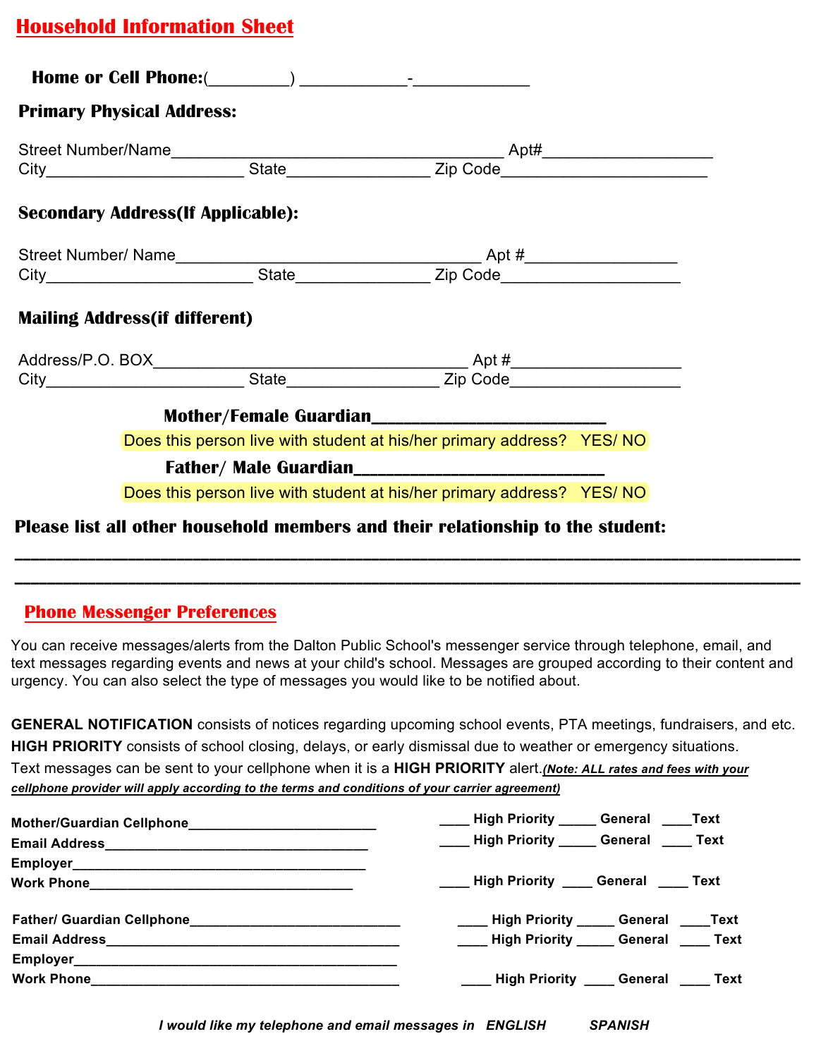# Household Information Sheet

**Home or Cell Phone:**(_________) ___________-____________

**Primary Physical Address:**

Street Number/Name_______________________________________ Apt#__________________
City______________________ State________________ Zip Code______________________

**Secondary Address(If Applicable):**

Street Number/ Name____________________________________ Apt #_________________
City_______________________ State_______________ Zip Code___________________

**Mailing Address(if different)**

Address/P.O. BOX_____________________________________ Apt #__________________
City______________________ State_________________ Zip Code__________________

**Mother/Female Guardian**__________________________

Does this person live with student at his/her primary address? YES/ NO

**Father/ Male Guardian**___________________________

Does this person live with student at his/her primary address? YES/ NO

**Please list all other household members and their relationship to the student:**

______________________________________________________________________________

______________________________________________________________________________

## Phone Messenger Preferences

You can receive messages/alerts from the Dalton Public School's messenger service through telephone, email, and text messages regarding events and news at your child's school. Messages are grouped according to their content and urgency. You can also select the type of messages you would like to be notified about.

**GENERAL NOTIFICATION** consists of notices regarding upcoming school events, PTA meetings, fundraisers, and etc.
**HIGH PRIORITY** consists of school closing, delays, or early dismissal due to weather or emergency situations.
Text messages can be sent to your cellphone when it is a **HIGH PRIORITY** alert.***(Note: ALL rates and fees with your cellphone provider will apply according to the terms and conditions of your carrier agreement)***

**Mother/Guardian Cellphone**_________________________ ____ **High Priority** _____ **General** ____**Text**
**Email Address**___________________________________ ____ **High Priority** _____ **General** ____ **Text**
**Employer**_______________________________________
**Work Phone**_____________________________________ ____ **High Priority** ____ **General** ____ **Text**

**Father/ Guardian Cellphone**____________________________ ____ **High Priority** _____ **General** ____**Text**
**Email Address**_______________________________________ ____ **High Priority** _____ **General** ____ **Text**
**Employer**__________________________________________
**Work Phone**________________________________________ ____ **High Priority** ____ **General** ____ **Text**

***I would like my telephone and email messages in ENGLISH SPANISH***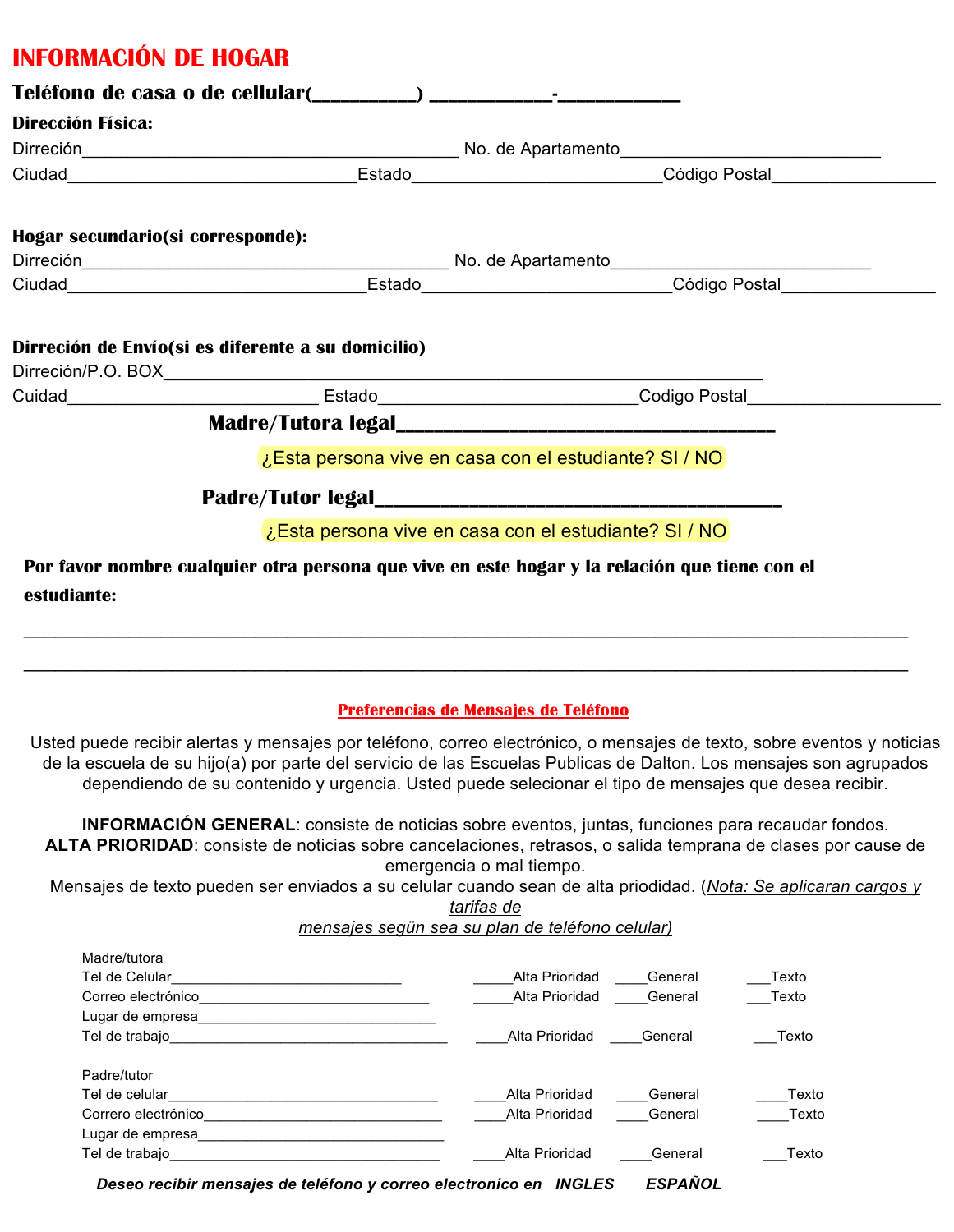## INFORMACIÓN DE HOGAR

**Teléfono de casa o de cellular(_________) __________-__________**

**Dirección Física:**

Dirreción_________________________________________ No. de Apartamento____________________________

Ciudad_______________________________Estado___________________________Código Postal_________________

**Hogar secundario(si corresponde):**

Dirreción________________________________________ No. de Apartamento____________________________

Ciudad________________________________Estado___________________________Código Postal________________

**Dirreción de Envío(si es diferente a su domicilio)**

Dirreción/P.O. BOX_______________________________________________________________

Cuidad___________________________ Estado____________________________Codigo Postal____________________

**Madre/Tutora legal___________________________________**

¿Esta persona vive en casa con el estudiante? SI / NO

**Padre/Tutor legal____________________________________**

¿Esta persona vive en casa con el estudiante? SI / NO

**Por favor nombre cualquier otra persona que vive en este hogar y la relación que tiene con el estudiante:**

_____________________________________________________________________________

_____________________________________________________________________________

### Preferencias de Mensajes de Teléfono

Usted puede recibir alertas y mensajes por teléfono, correo electrónico, o mensajes de texto, sobre eventos y noticias de la escuela de su hijo(a) por parte del servicio de las Escuelas Publicas de Dalton. Los mensajes son agrupados dependiendo de su contenido y urgencia. Usted puede selecionar el tipo de mensajes que desea recibir.

**INFORMACIÓN GENERAL**: consiste de noticias sobre eventos, juntas, funciones para recaudar fondos.
**ALTA PRIORIDAD**: consiste de noticias sobre cancelaciones, retrasos, o salida temprana de clases por cause de emergencia o mal tiempo.
Mensajes de texto pueden ser enviados a su celular cuando sean de alta priodidad. (*Nota: Se aplicaran cargos y tarifas de mensajes segün sea su plan de teléfono celular)*

Madre/tutora

| | | | |
|---|---|---|---|
| Tel de Celular____________________________ | _____Alta Prioridad | ____General | ___Texto |
| Correo electrónico____________________________ | _____Alta Prioridad | ____General | ___Texto |
| Lugar de empresa____________________________ | | | |
| Tel de trabajo__________________________________ | ____Alta Prioridad | ____General | ___Texto |

Padre/tutor

| | | | |
|---|---|---|---|
| Tel de celular_________________________________ | ____Alta Prioridad | ____General | ____Texto |
| Correro electrónico____________________________ | ____Alta Prioridad | ____General | ____Texto |
| Lugar de empresa_____________________________ | | | |
| Tel de trabajo_________________________________ | ____Alta Prioridad | ____General | ___Texto |

***Deseo recibir mensajes de teléfono y correo electronico en INGLES ESPAÑOL***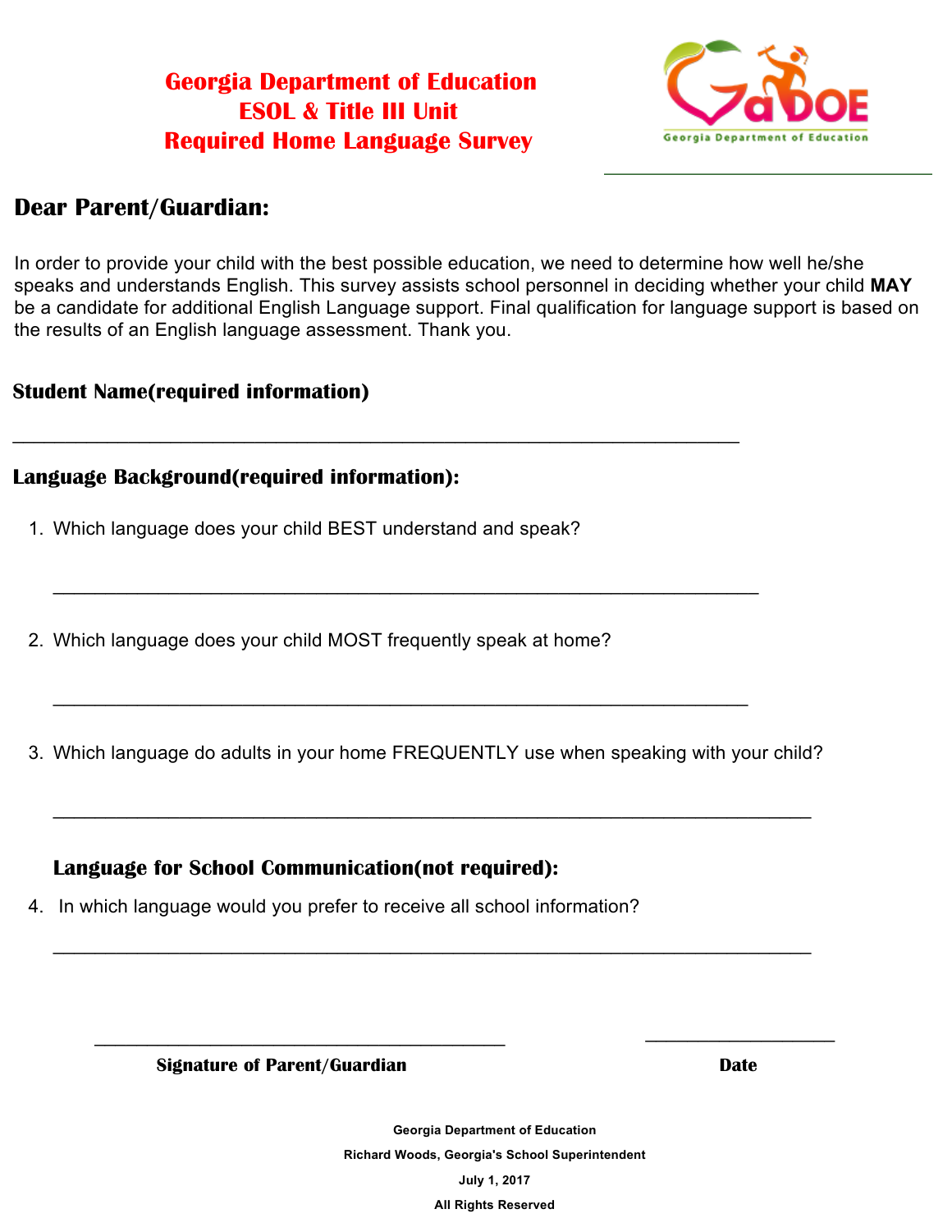# Georgia Department of Education
# ESOL & Title III Unit
# Required Home Language Survey

## Dear Parent/Guardian:

In order to provide your child with the best possible education, we need to determine how well he/she speaks and understands English. This survey assists school personnel in deciding whether your child **MAY** be a candidate for additional English Language support. Final qualification for language support is based on the results of an English language assessment. Thank you.

**Student Name(required information)**

_______________________________________________________________

**Language Background(required information):**

1. Which language does your child BEST understand and speak?

   _______________________________________________________________

2. Which language does your child MOST frequently speak at home?

   _______________________________________________________________

3. Which language do adults in your home FREQUENTLY use when speaking with your child?

   _______________________________________________________________

**Language for School Communication(not required):**

4. In which language would you prefer to receive all school information?

   _______________________________________________________________

____________________________________ ____________________

**Signature of Parent/Guardian** **Date**

**Georgia Department of Education**

**Richard Woods, Georgia's School Superintendent**

**July 1, 2017**

**All Rights Reserved**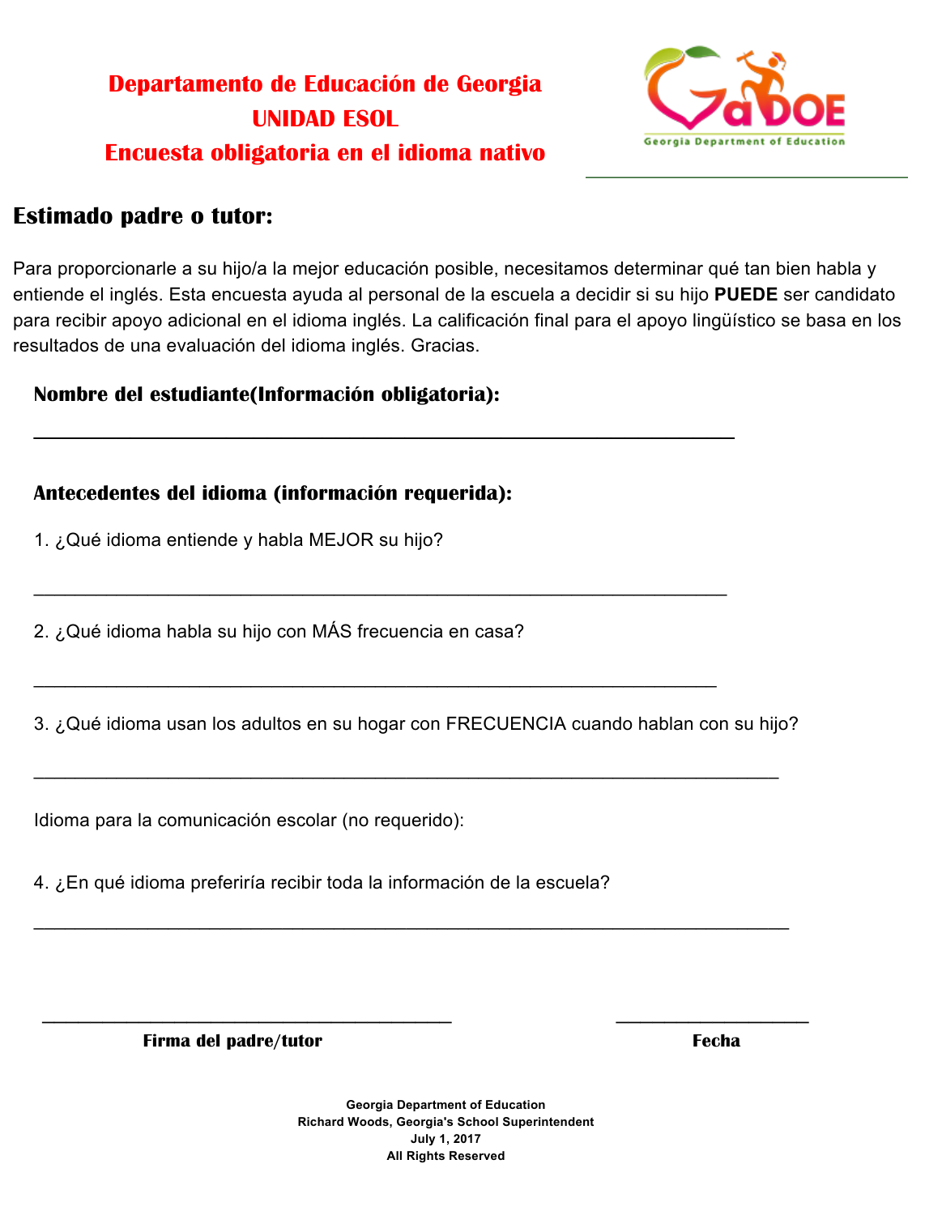# Departamento de Educación de Georgia
# UNIDAD ESOL
# Encuesta obligatoria en el idioma nativo

## Estimado padre o tutor:

Para proporcionarle a su hijo/a la mejor educación posible, necesitamos determinar qué tan bien habla y entiende el inglés. Esta encuesta ayuda al personal de la escuela a decidir si su hijo **PUEDE** ser candidato para recibir apoyo adicional en el idioma inglés. La calificación final para el apoyo lingüístico se basa en los resultados de una evaluación del idioma inglés. Gracias.

**Nombre del estudiante(Información obligatoria):**

_______________________________________________________________

**Antecedentes del idioma (información requerida):**

1. ¿Qué idioma entiende y habla MEJOR su hijo?

_______________________________________________________________

2. ¿Qué idioma habla su hijo con MÁS frecuencia en casa?

_______________________________________________________________

3. ¿Qué idioma usan los adultos en su hogar con FRECUENCIA cuando hablan con su hijo?

_______________________________________________________________

Idioma para la comunicación escolar (no requerido):

4. ¿En qué idioma preferiría recibir toda la información de la escuela?

_______________________________________________________________

_____________________________________ &nbsp;&nbsp;&nbsp;&nbsp; ____________________

**Firma del padre/tutor** &nbsp;&nbsp;&nbsp;&nbsp; **Fecha**

**Georgia Department of Education**
**Richard Woods, Georgia's School Superintendent**
**July 1, 2017**
**All Rights Reserved**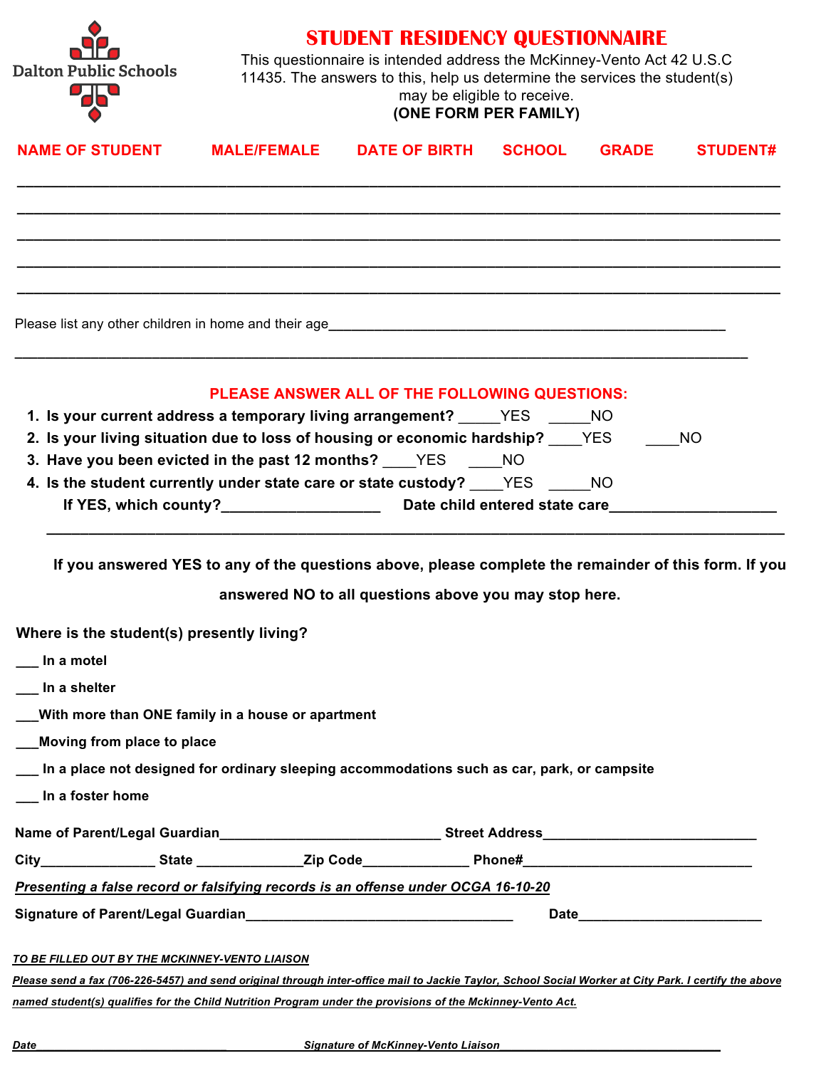Dalton Public Schools

# STUDENT RESIDENCY QUESTIONNAIRE

This questionnaire is intended address the McKinney-Vento Act 42 U.S.C 11435. The answers to this, help us determine the services the student(s) may be eligible to receive.

**(ONE FORM PER FAMILY)**

| NAME OF STUDENT | MALE/FEMALE | DATE OF BIRTH | SCHOOL | GRADE | STUDENT# |
|---|---|---|---|---|---|
| | | | | | |
| | | | | | |
| | | | | | |
| | | | | | |
| | | | | | |

Please list any other children in home and their age____________________________________________________

______________________________________________________________________________________________

**PLEASE ANSWER ALL OF THE FOLLOWING QUESTIONS:**

1. **Is your current address a temporary living arrangement?** _____YES _____NO
2. **Is your living situation due to loss of housing or economic hardship?** ____YES ____NO
3. **Have you been evicted in the past 12 months?** ____YES ____NO
4. **Is the student currently under state care or state custody?** ____YES _____NO

   **If YES, which county?**___________________ **Date child entered state care**____________________

______________________________________________________________________________________________

**If you answered YES to any of the questions above, please complete the remainder of this form. If you answered NO to all questions above you may stop here.**

**Where is the student(s) presently living?**

**___ In a motel**

**___ In a shelter**

**___With more than ONE family in a house or apartment**

**___Moving from place to place**

**___ In a place not designed for ordinary sleeping accommodations such as car, park, or campsite**

**___ In a foster home**

**Name of Parent/Legal Guardian**____________________________ **Street Address**___________________________

**City**______________ **State** _____________**Zip Code**_____________ **Phone#**_____________________________

***Presenting a false record or falsifying records is an offense under OCGA 16-10-20***

**Signature of Parent/Legal Guardian**__________________________________ **Date**_______________________

***TO BE FILLED OUT BY THE MCKINNEY-VENTO LIAISON***

***Please send a fax (706-226-5457) and send original through inter-office mail to Jackie Taylor, School Social Worker at City Park. I certify the above named student(s) qualifies for the Child Nutrition Program under the provisions of the Mckinney-Vento Act.***

***Date***___________________________ ***Signature of McKinney-Vento Liaison***______________________________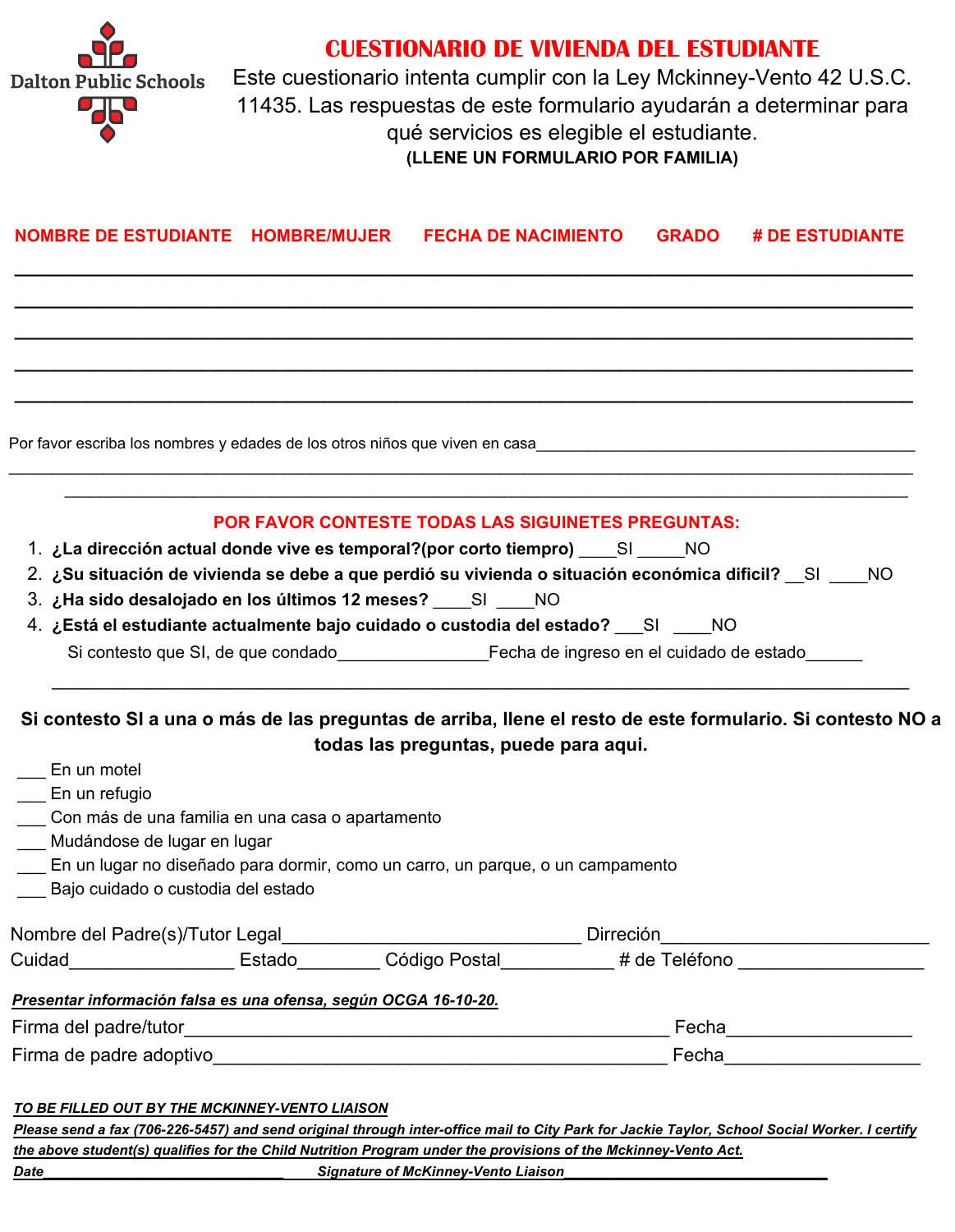Dalton Public Schools

# CUESTIONARIO DE VIVIENDA DEL ESTUDIANTE

Este cuestionario intenta cumplir con la Ley Mckinney-Vento 42 U.S.C. 11435. Las respuestas de este formulario ayudarán a determinar para qué servicios es elegible el estudiante.

**(LLENE UN FORMULARIO POR FAMILIA)**

| NOMBRE DE ESTUDIANTE | HOMBRE/MUJER | FECHA DE NACIMIENTO | GRADO | # DE ESTUDIANTE |
|---|---|---|---|---|
| | | | | |
| | | | | |
| | | | | |
| | | | | |
| | | | | |

Por favor escriba los nombres y edades de los otros niños que viven en casa___________________________________________

_____________________________________________________________________________________________

_____________________________________________________________________________________________

**POR FAVOR CONTESTE TODAS LAS SIGUINETES PREGUNTAS:**

1. **¿La dirección actual donde vive es temporal?(por corto tiempro)** ____SI _____NO
2. **¿Su situación de vivienda se debe a que perdió su vivienda o situación económica dificil?** __SI ____NO
3. **¿Ha sido desalojado en los últimos 12 meses?** ____SI ____NO
4. **¿Está el estudiante actualmente bajo cuidado o custodia del estado?** ___SI ____NO

   Si contesto que SI, de que condado________________Fecha de ingreso en el cuidado de estado______

_____________________________________________________________________________________________

**Si contesto SI a una o más de las preguntas de arriba, llene el resto de este formulario. Si contesto NO a todas las preguntas, puede para aqui.**

___ En un motel  
___ En un refugio  
___ Con más de una familia en una casa o apartamento  
___ Mudándose de lugar en lugar  
___ En un lugar no diseñado para dormir, como un carro, un parque, o un campamento  
___ Bajo cuidado o custodia del estado

Nombre del Padre(s)/Tutor Legal_____________________________ Dirreción__________________________

Cuidad_________________ Estado________ Código Postal___________ # de Teléfono __________________

***Presentar información falsa es una ofensa, según OCGA 16-10-20.***

Firma del padre/tutor_______________________________________________ Fecha__________________

Firma de padre adoptivo_____________________________________________ Fecha___________________

***TO BE FILLED OUT BY THE MCKINNEY-VENTO LIAISON***

***Please send a fax (706-226-5457) and send original through inter-office mail to City Park for Jackie Taylor, School Social Worker. I certify the above student(s) qualifies for the Child Nutrition Program under the provisions of the Mckinney-Vento Act.***

***Date______________________________ Signature of McKinney-Vento Liaison________________________________***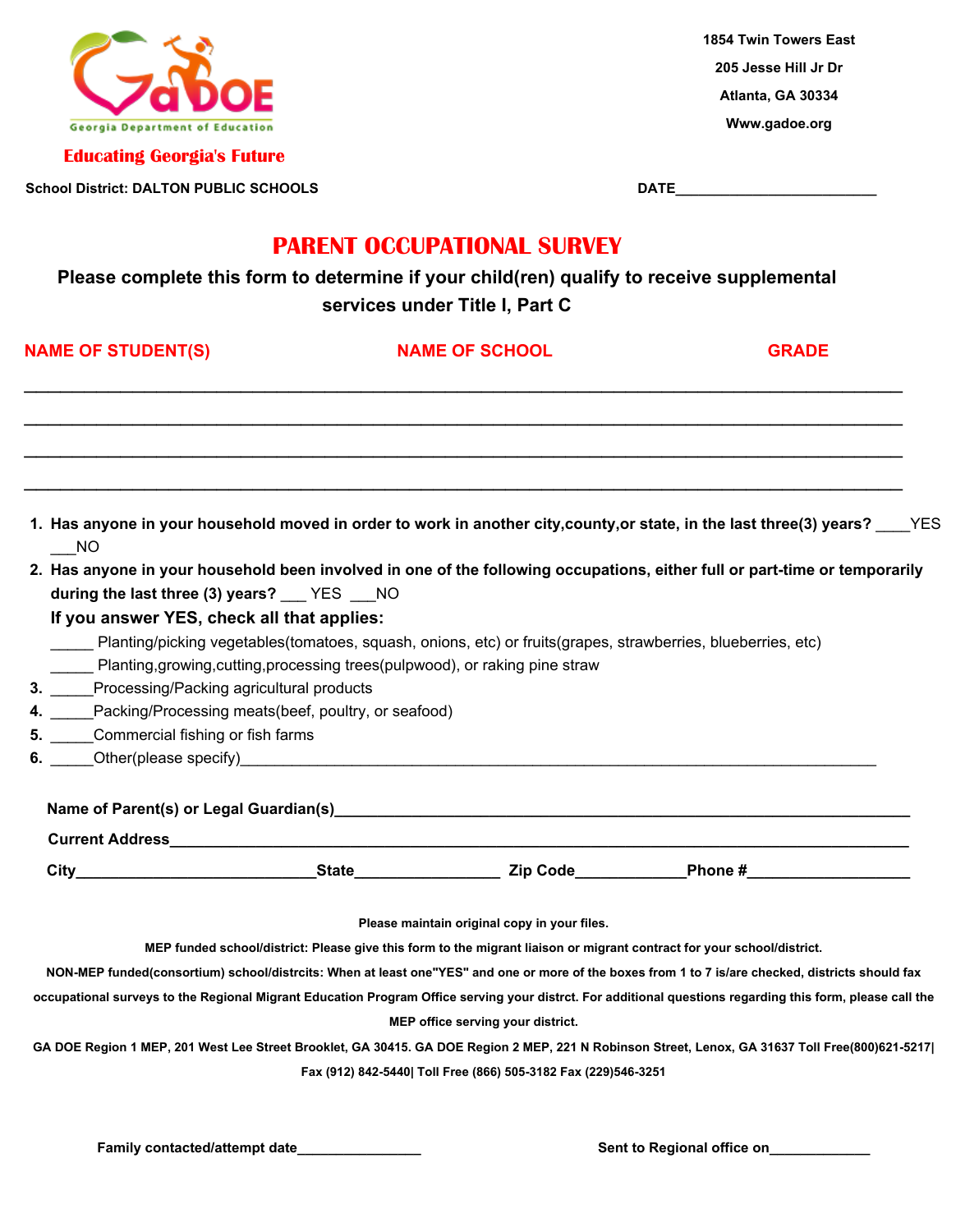Georgia Department of Education

**Educating Georgia's Future**

1854 Twin Towers East
205 Jesse Hill Jr Dr
Atlanta, GA 30334
Www.gadoe.org

**School District: DALTON PUBLIC SCHOOLS** **DATE**________________________

# PARENT OCCUPATIONAL SURVEY

**Please complete this form to determine if your child(ren) qualify to receive supplemental services under Title I, Part C**

| NAME OF STUDENT(S) | NAME OF SCHOOL | GRADE |
|---|---|---|
| | | |
| | | |
| | | |
| | | |

1. **Has anyone in your household moved in order to work in another city,county,or state, in the last three(3) years?** ____YES ___NO
2. **Has anyone in your household been involved in one of the following occupations, either full or part-time or temporarily during the last three (3) years?** ___ YES ___NO
   **If you answer YES, check all that applies:**
   _____ Planting/picking vegetables(tomatoes, squash, onions, etc) or fruits(grapes, strawberries, blueberries, etc)
   _____ Planting,growing,cutting,processing trees(pulpwood), or raking pine straw
3. _____Processing/Packing agricultural products
4. _____Packing/Processing meats(beef, poultry, or seafood)
5. _____Commercial fishing or fish farms
6. _____Other(please specify)____________________________________________

**Name of Parent(s) or Legal Guardian(s)**____________________________________________

**Current Address**____________________________________________

**City**__________________________**State**________________ **Zip Code**____________**Phone #**__________________

**Please maintain original copy in your files.**

**MEP funded school/district: Please give this form to the migrant liaison or migrant contract for your school/district.**

**NON-MEP funded(consortium) school/distrcits: When at least one"YES" and one or more of the boxes from 1 to 7 is/are checked, districts should fax occupational surveys to the Regional Migrant Education Program Office serving your distrct. For additional questions regarding this form, please call the MEP office serving your district.**

**GA DOE Region 1 MEP, 201 West Lee Street Brooklet, GA 30415. GA DOE Region 2 MEP, 221 N Robinson Street, Lenox, GA 31637 Toll Free(800)621-5217| Fax (912) 842-5440| Toll Free (866) 505-3182 Fax (229)546-3251**

**Family contacted/attempt date**_______________ **Sent to Regional office on**____________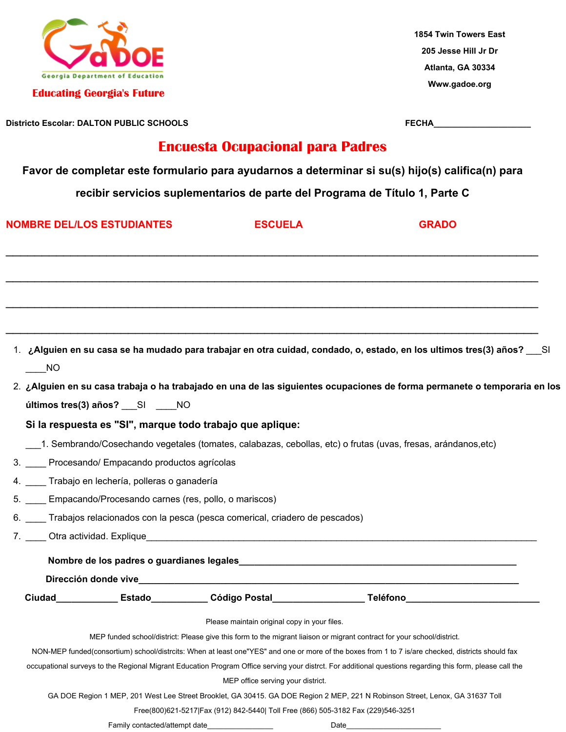Georgia Department of Education

**Educating Georgia's Future**

1854 Twin Towers East
205 Jesse Hill Jr Dr
Atlanta, GA 30334
Www.gadoe.org

**Districto Escolar: DALTON PUBLIC SCHOOLS** **FECHA____________________**

# Encuesta Ocupacional para Padres

**Favor de completar este formulario para ayudarnos a determinar si su(s) hijo(s) califica(n) para recibir servicios suplementarios de parte del Programa de Título 1, Parte C**

**NOMBRE DEL/LOS ESTUDIANTES** **ESCUELA** **GRADO**

______________________________________________________________________________

______________________________________________________________________________

______________________________________________________________________________

______________________________________________________________________________

1. **¿Alguien en su casa se ha mudado para trabajar en otra cuidad, condado, o, estado, en los ultimos tres(3) años?** ___SI ____NO
2. **¿Alguien en su casa trabaja o ha trabajado en una de las siguientes ocupaciones de forma permanete o temporaria en los últimos tres(3) años?** ___SI ____NO

   **Si la respuesta es "SI", marque todo trabajo que aplique:**

   ___1. Sembrando/Cosechando vegetales (tomates, calabazas, cebollas, etc) o frutas (uvas, fresas, arándanos,etc)
3. ____ Procesando/ Empacando productos agrícolas
4. ____ Trabajo en lechería, polleras o ganadería
5. ____ Empacando/Procesando carnes (res, pollo, o mariscos)
6. ____ Trabajos relacionados con la pesca (pesca comerical, criadero de pescados)
7. ____ Otra actividad. Explique______________________________________________________________

**Nombre de los padres o guardianes legales**______________________________________________

**Dirección donde vive**____________________________________________________________

**Ciudad**____________ **Estado**___________ **Código Postal**_________________ **Teléfono**_________________________

Please maintain original copy in your files.

MEP funded school/district: Please give this form to the migrant liaison or migrant contract for your school/district.

NON-MEP funded(consortium) school/distrcits: When at least one"YES" and one or more of the boxes from 1 to 7 is/are checked, districts should fax occupational surveys to the Regional Migrant Education Program Office serving your distrct. For additional questions regarding this form, please call the MEP office serving your district.

GA DOE Region 1 MEP, 201 West Lee Street Brooklet, GA 30415. GA DOE Region 2 MEP, 221 N Robinson Street, Lenox, GA 31637 Toll Free(800)621-5217|Fax (912) 842-5440| Toll Free (866) 505-3182 Fax (229)546-3251

Family contacted/attempt date________________ Date_______________________